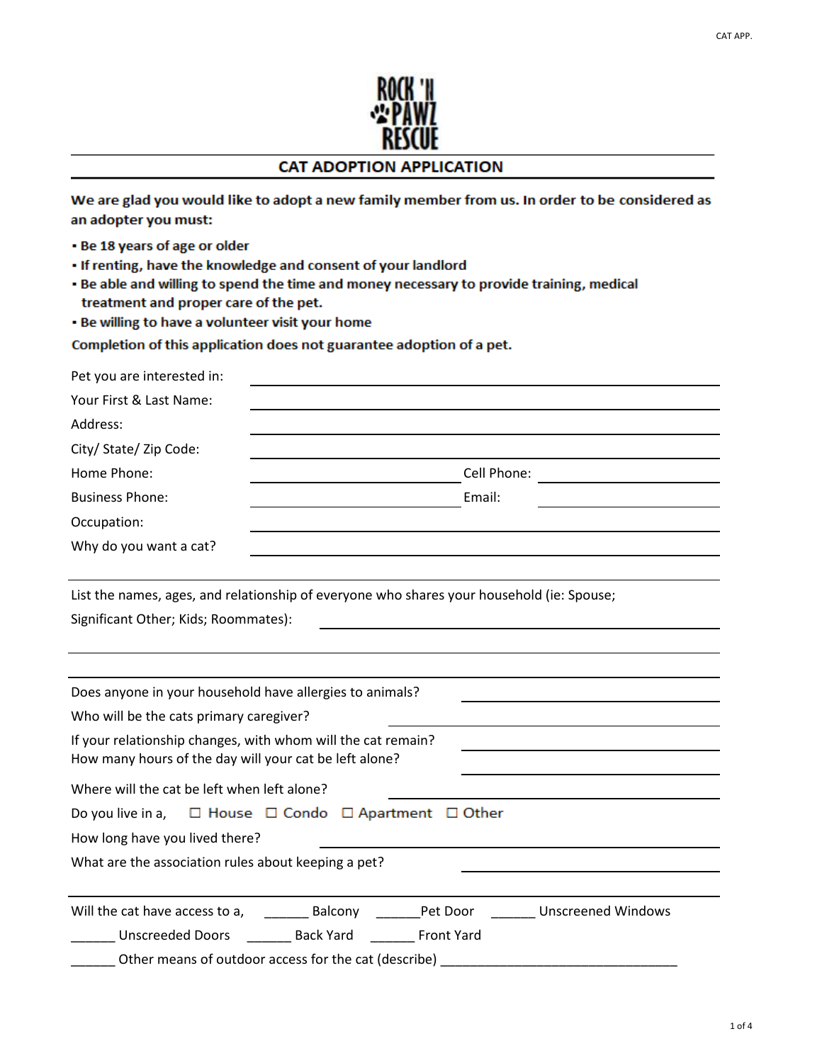ROCK 'N PAWZ RESCUE

## CAT ADOPTION APPLICATION

**We are glad you would like to adopt a new family member from us. In order to be considered as an adopter you must:**

- **Be 18 years of age or older**
- **If renting, have the knowledge and consent of your landlord**
- **Be able and willing to spend the time and money necessary to provide training, medical treatment and proper care of the pet.**
- **Be willing to have a volunteer visit your home**

**Completion of this application does not guarantee adoption of a pet.**

Pet you are interested in: ______________________________

Your First & Last Name: ______________________________

Address: ______________________________

City/ State/ Zip Code: ______________________________

Home Phone: ____________________ Cell Phone: ____________________

Business Phone: ____________________ Email: ____________________

Occupation: ______________________________

Why do you want a cat? ______________________________

List the names, ages, and relationship of everyone who shares your household (ie: Spouse; Significant Other; Kids; Roommates): ______________________________

______________________________

Does anyone in your household have allergies to animals? ____________________

Who will be the cats primary caregiver? ____________________

If your relationship changes, with whom will the cat remain? ____________________

How many hours of the day will your cat be left alone? ____________________

Where will the cat be left when left alone? ____________________

Do you live in a, ☐ House ☐ Condo ☐ Apartment ☐ Other

How long have you lived there? ____________________

What are the association rules about keeping a pet? ____________________

Will the cat have access to a, ______ Balcony ______Pet Door ______ Unscreened Windows

______ Unscreeded Doors ______ Back Yard ______ Front Yard

______ Other means of outdoor access for the cat (describe) ________________________________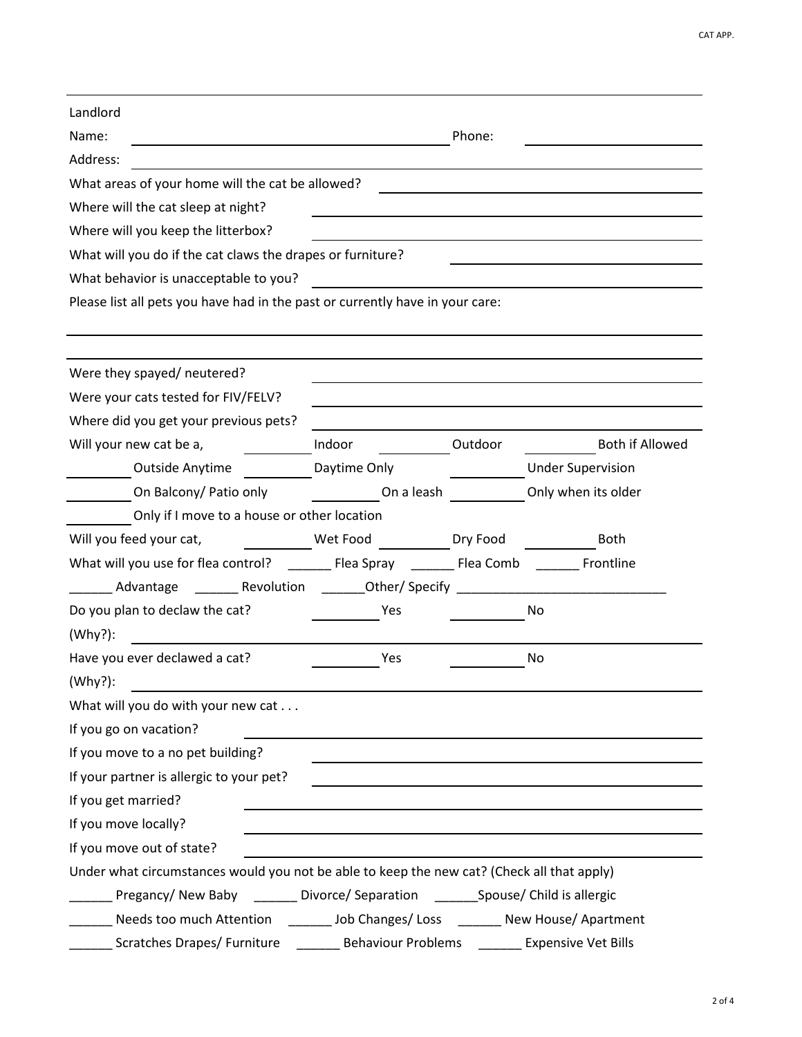Landlord

Name: ______________________________ Phone: ______________

Address: ______________________________

What areas of your home will the cat be allowed? ______________________________

Where will the cat sleep at night? ______________________________

Where will you keep the litterbox? ______________________________

What will you do if the cat claws the drapes or furniture? ______________________________

What behavior is unacceptable to you? ______________________________

Please list all pets you have had in the past or currently have in your care:

______________________________

______________________________

Were they spayed/ neutered? ______________________________

Were your cats tested for FIV/FELV? ______________________________

Where did you get your previous pets? ______________________________

Will your new cat be a, ______ Indoor ______ Outdoor ______ Both if Allowed

______ Outside Anytime ______ Daytime Only ______ Under Supervision

______ On Balcony/ Patio only ______ On a leash ______ Only when its older

______ Only if I move to a house or other location

Will you feed your cat, ______ Wet Food ______ Dry Food ______ Both

What will you use for flea control? ______ Flea Spray ______ Flea Comb ______ Frontline

______ Advantage ______ Revolution ______Other/ Specify ______________________________

Do you plan to declaw the cat? ______ Yes ______ No

(Why?): ______________________________

Have you ever declawed a cat? ______ Yes ______ No

(Why?): ______________________________

What will you do with your new cat . . .

If you go on vacation? ______________________________

If you move to a no pet building? ______________________________

If your partner is allergic to your pet? ______________________________

If you get married? ______________________________

If you move locally? ______________________________

If you move out of state? ______________________________

Under what circumstances would you not be able to keep the new cat? (Check all that apply)

______ Pregancy/ New Baby ______ Divorce/ Separation ______Spouse/ Child is allergic

______ Needs too much Attention ______ Job Changes/ Loss ______ New House/ Apartment

______ Scratches Drapes/ Furniture ______ Behaviour Problems ______ Expensive Vet Bills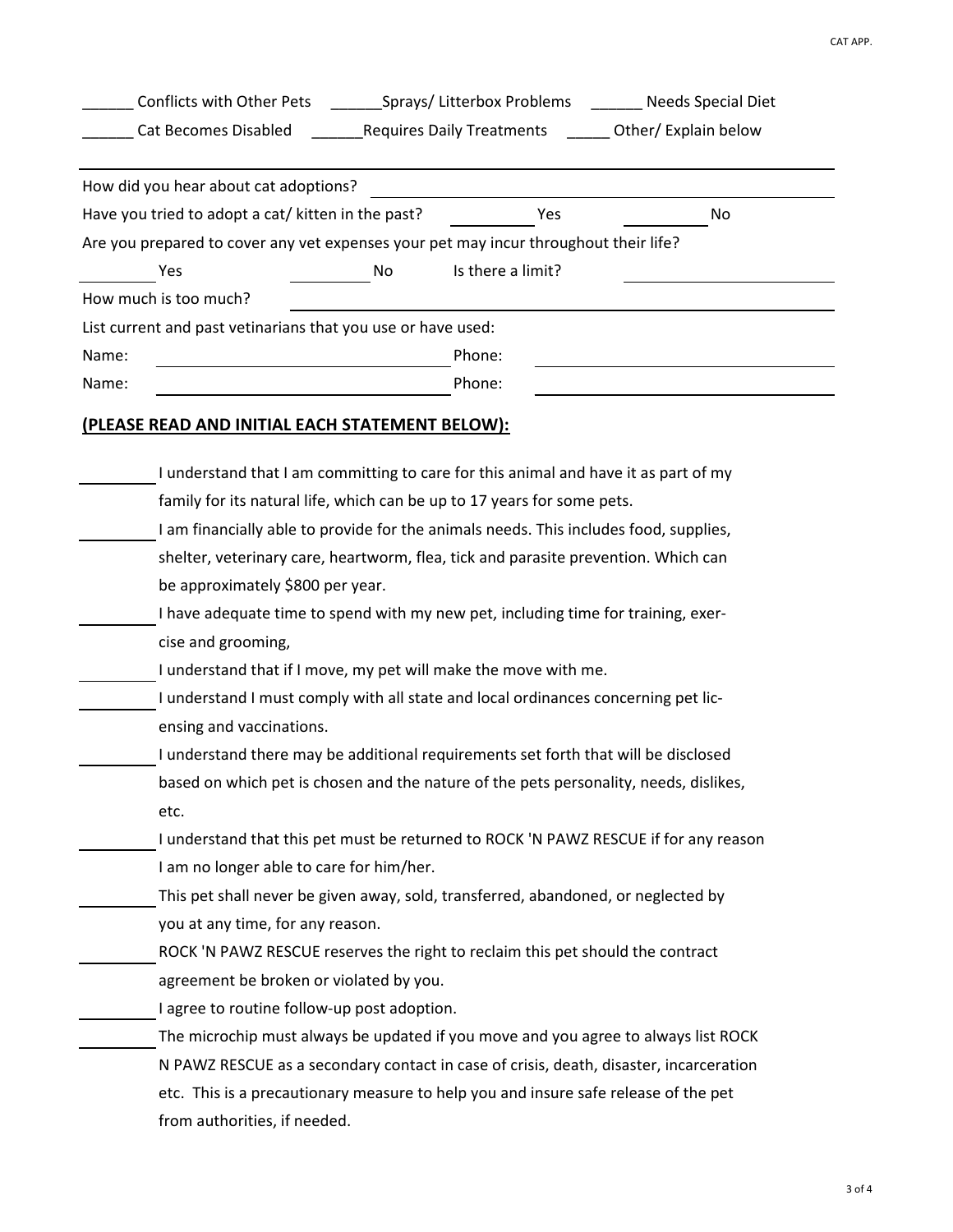______ Conflicts with Other Pets ______Sprays/ Litterbox Problems ______ Needs Special Diet

______ Cat Becomes Disabled ______Requires Daily Treatments _____ Other/ Explain below

______________________________________________________________________________

How did you hear about cat adoptions? ______________________________________

Have you tried to adopt a cat/ kitten in the past? ________ Yes ________ No

Are you prepared to cover any vet expenses your pet may incur throughout their life?

________ Yes ________ No Is there a limit? ______________________

How much is too much? ______________________________________________

List current and past vetinarians that you use or have used:

Name: ______________________________ Phone: ______________________

Name: ______________________________ Phone: ______________________

## (PLEASE READ AND INITIAL EACH STATEMENT BELOW):

________ I understand that I am committing to care for this animal and have it as part of my family for its natural life, which can be up to 17 years for some pets.

________ I am financially able to provide for the animals needs. This includes food, supplies, shelter, veterinary care, heartworm, flea, tick and parasite prevention. Which can be approximately $800 per year.

________ I have adequate time to spend with my new pet, including time for training, exercise and grooming,

________ I understand that if I move, my pet will make the move with me.

________ I understand I must comply with all state and local ordinances concerning pet licensing and vaccinations.

________ I understand there may be additional requirements set forth that will be disclosed based on which pet is chosen and the nature of the pets personality, needs, dislikes, etc.

________ I understand that this pet must be returned to ROCK 'N PAWZ RESCUE if for any reason I am no longer able to care for him/her.

________ This pet shall never be given away, sold, transferred, abandoned, or neglected by you at any time, for any reason.

________ ROCK 'N PAWZ RESCUE reserves the right to reclaim this pet should the contract agreement be broken or violated by you.

________ I agree to routine follow-up post adoption.

________ The microchip must always be updated if you move and you agree to always list ROCK N PAWZ RESCUE as a secondary contact in case of crisis, death, disaster, incarceration etc. This is a precautionary measure to help you and insure safe release of the pet from authorities, if needed.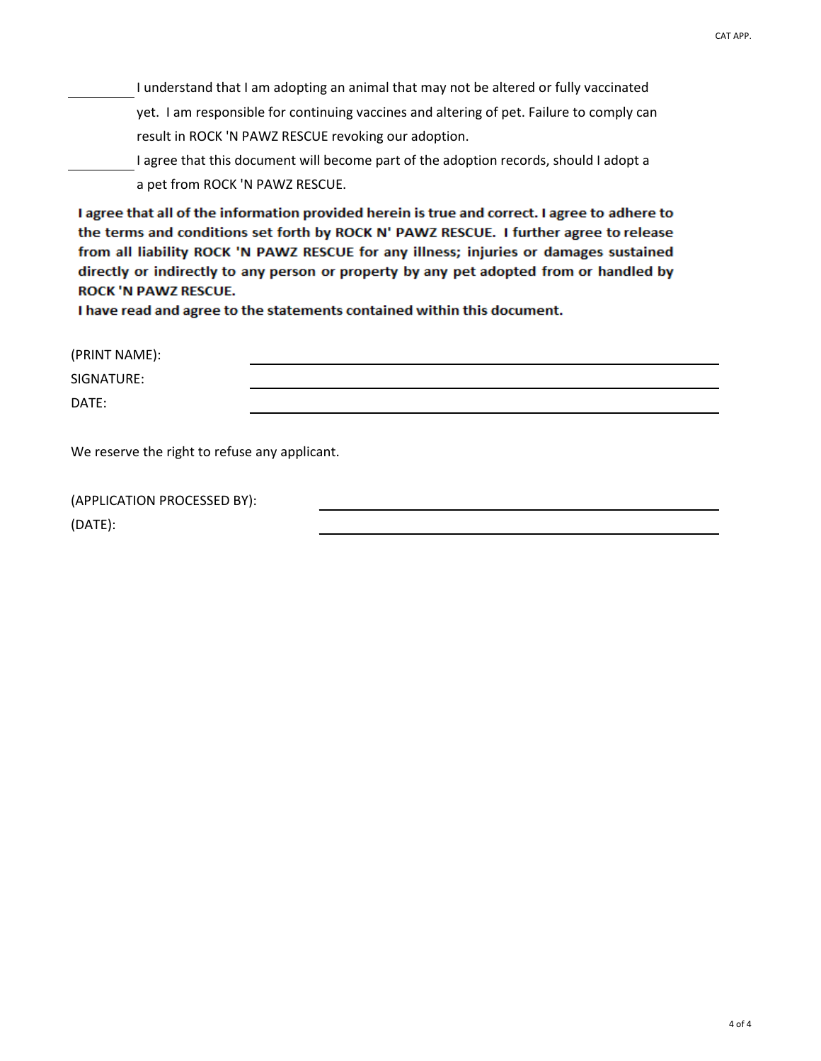\_\_\_\_\_\_\_\_ I understand that I am adopting an animal that may not be altered or fully vaccinated yet. I am responsible for continuing vaccines and altering of pet. Failure to comply can result in ROCK 'N PAWZ RESCUE revoking our adoption.

\_\_\_\_\_\_\_\_ I agree that this document will become part of the adoption records, should I adopt a a pet from ROCK 'N PAWZ RESCUE.

**I agree that all of the information provided herein is true and correct. I agree to adhere to the terms and conditions set forth by ROCK N' PAWZ RESCUE. I further agree to release from all liability ROCK 'N PAWZ RESCUE for any illness; injuries or damages sustained directly or indirectly to any person or property by any pet adopted from or handled by ROCK 'N PAWZ RESCUE.**

**I have read and agree to the statements contained within this document.**

(PRINT NAME): \_\_\_\_\_\_\_\_\_\_\_\_\_\_\_\_\_\_\_\_\_\_\_\_\_\_\_\_\_\_\_\_\_\_\_\_\_\_\_\_

SIGNATURE: \_\_\_\_\_\_\_\_\_\_\_\_\_\_\_\_\_\_\_\_\_\_\_\_\_\_\_\_\_\_\_\_\_\_\_\_\_\_\_\_

DATE: \_\_\_\_\_\_\_\_\_\_\_\_\_\_\_\_\_\_\_\_\_\_\_\_\_\_\_\_\_\_\_\_\_\_\_\_\_\_\_\_

We reserve the right to refuse any applicant.

(APPLICATION PROCESSED BY): \_\_\_\_\_\_\_\_\_\_\_\_\_\_\_\_\_\_\_\_\_\_\_\_\_\_\_\_\_\_\_\_

(DATE): \_\_\_\_\_\_\_\_\_\_\_\_\_\_\_\_\_\_\_\_\_\_\_\_\_\_\_\_\_\_\_\_